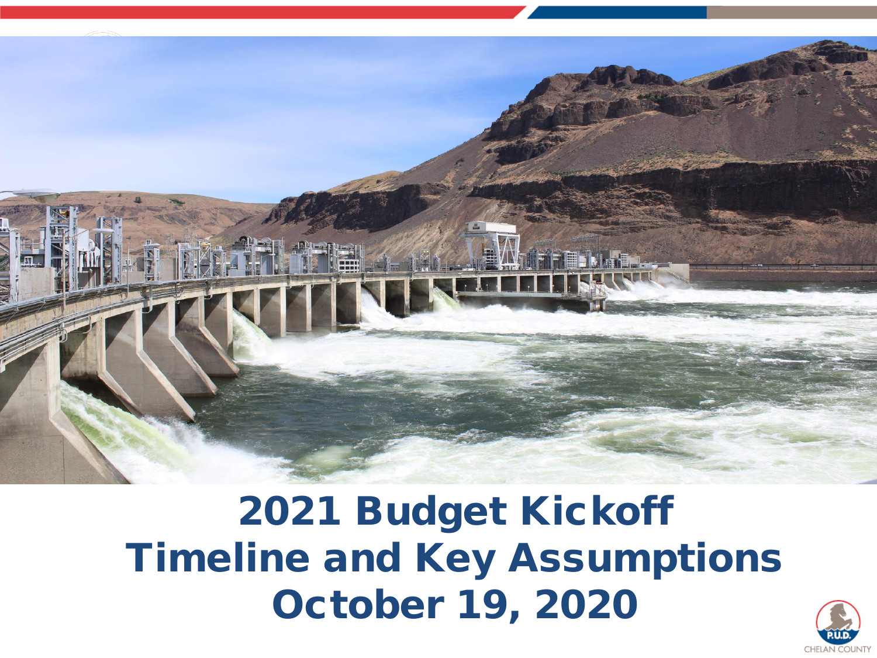# 2021 Budget Kickoff
# Timeline and Key Assumptions
# October 19, 2020

CHELAN COUNTY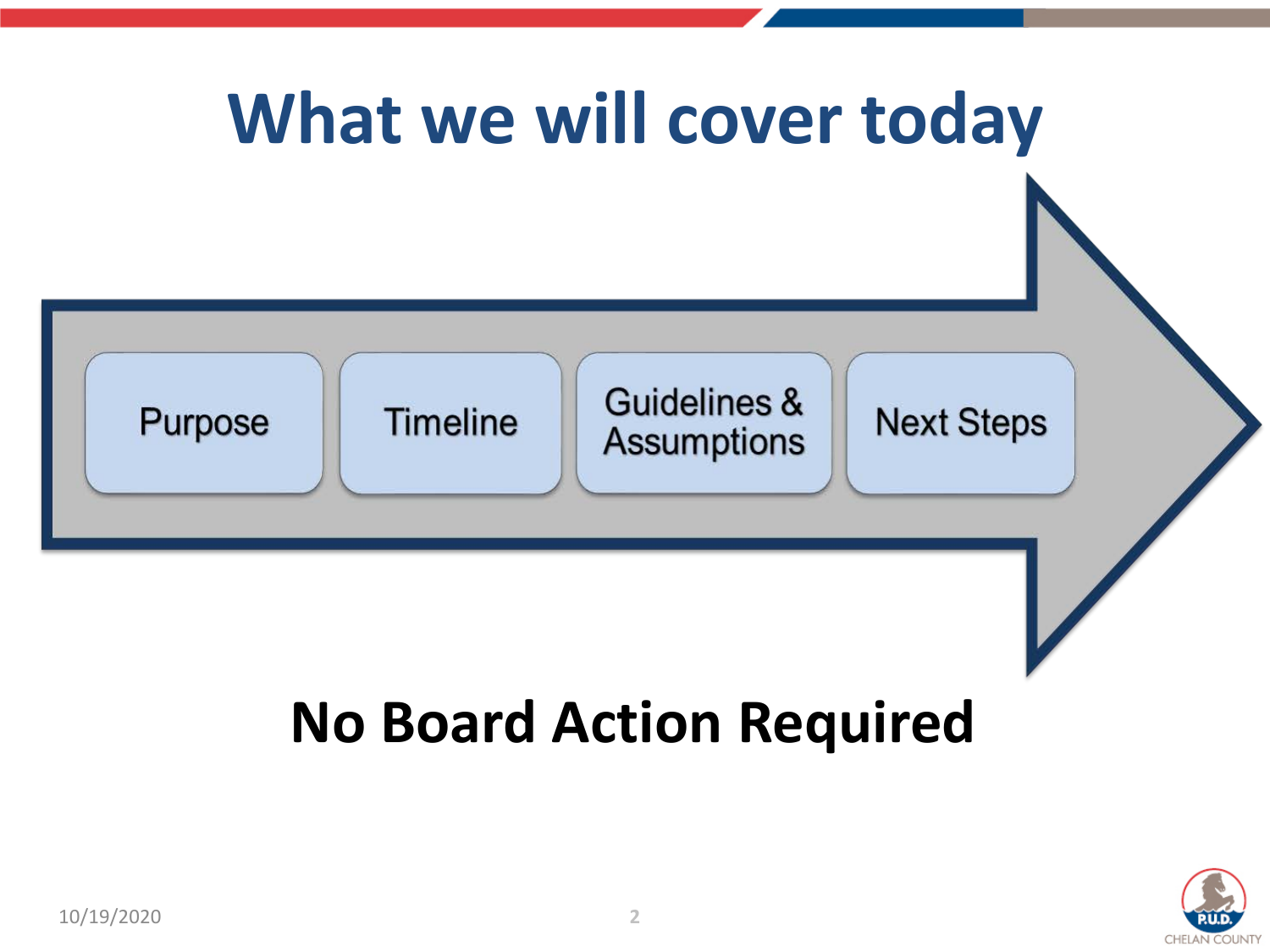# What we will cover today

- Purpose
- Timeline
- Guidelines & Assumptions
- Next Steps

**No Board Action Required**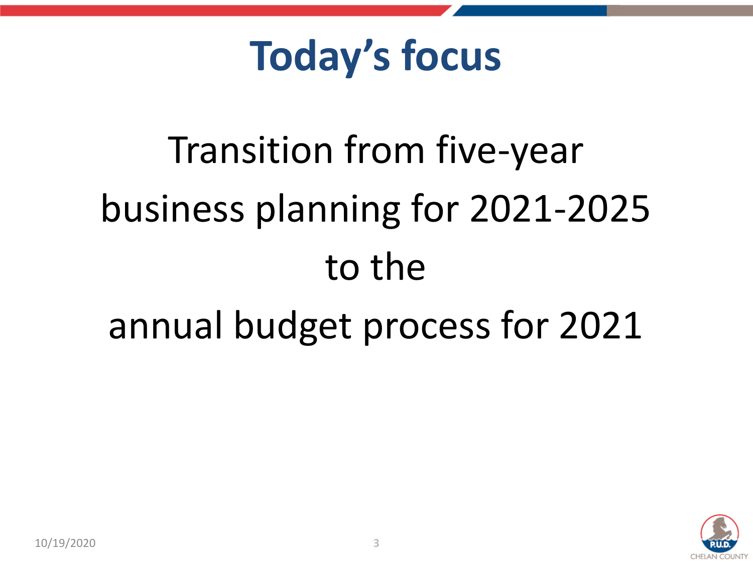# Today's focus

Transition from five-year business planning for 2021-2025 to the annual budget process for 2021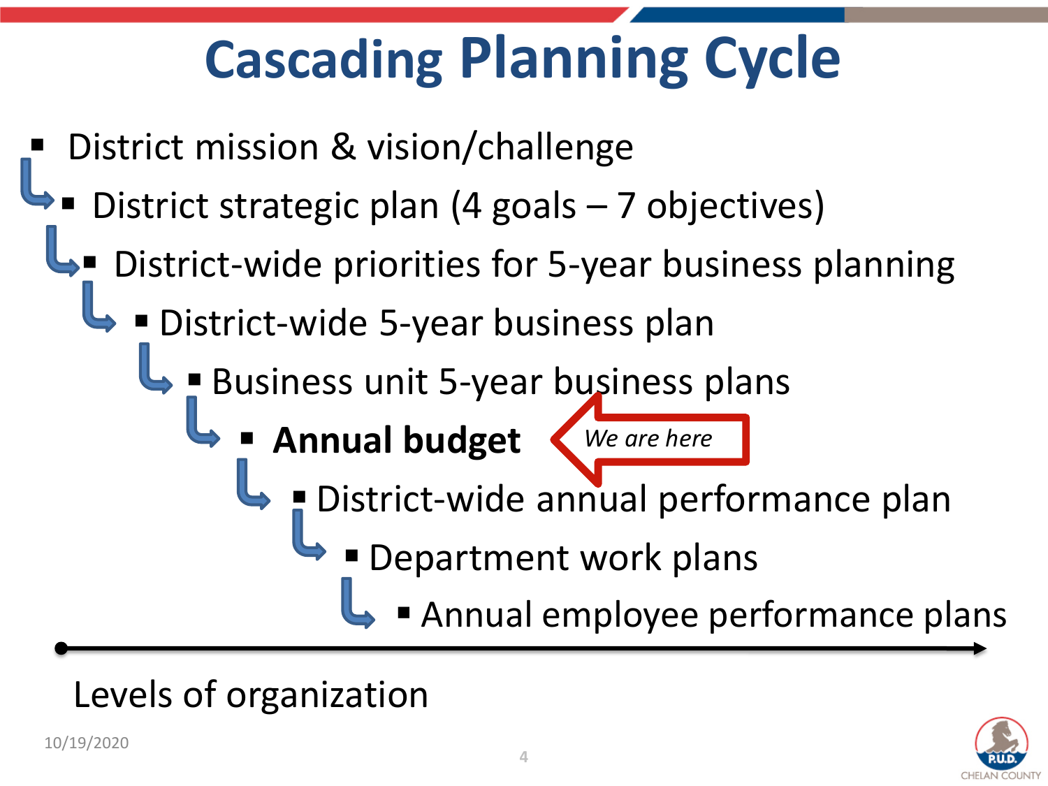# Cascading Planning Cycle

- District mission & vision/challenge
  - District strategic plan (4 goals – 7 objectives)
    - District-wide priorities for 5-year business planning
      - District-wide 5-year business plan
        - Business unit 5-year business plans
          - **Annual budget** ← *We are here*
            - District-wide annual performance plan
              - Department work plans
                - Annual employee performance plans

Levels of organization →

10/19/2020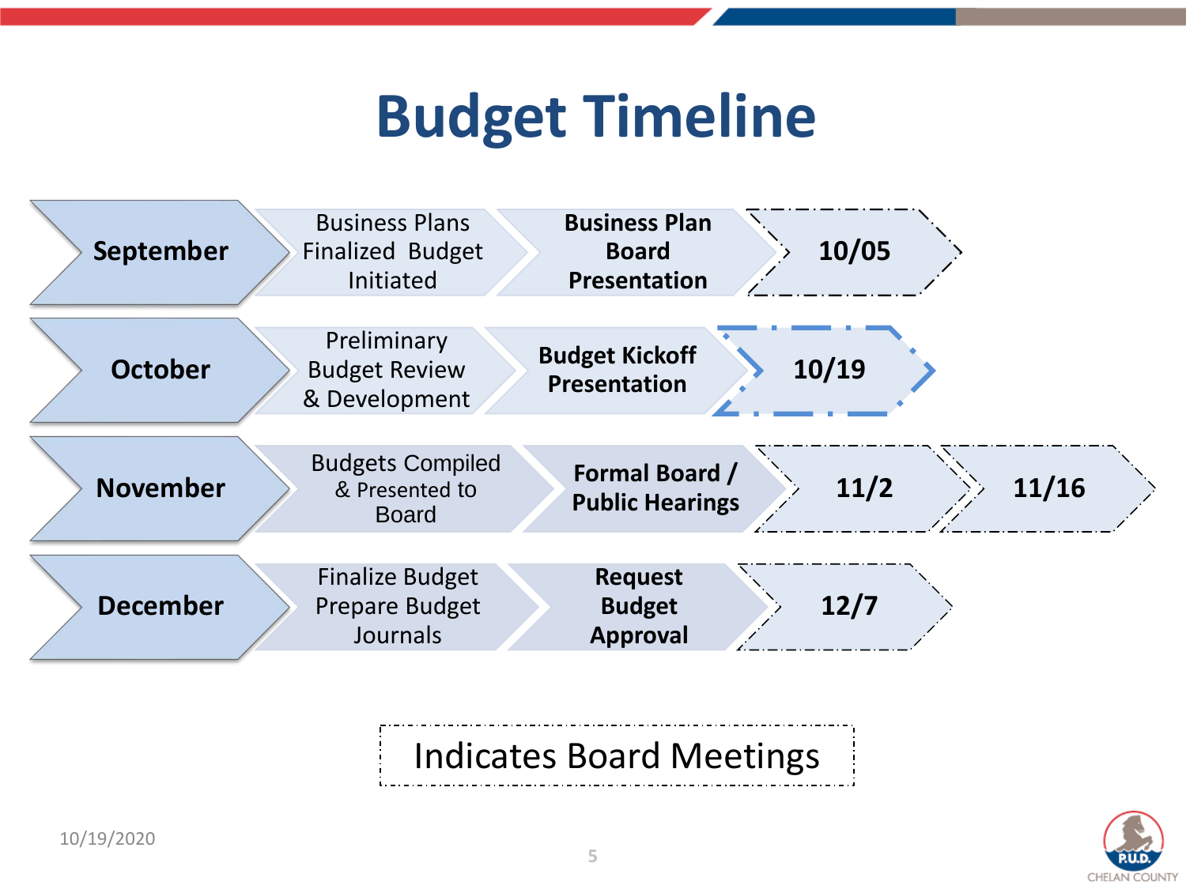# Budget Timeline

| Month | Activity | Presentation | Board Meeting(s) |
|---|---|---|---|
| **September** | Business Plans Finalized Budget Initiated | **Business Plan Board Presentation** | **10/05** |
| **October** | Preliminary Budget Review & Development | **Budget Kickoff Presentation** | **10/19** |
| **November** | Budgets Compiled & Presented to Board | **Formal Board / Public Hearings** | **11/2**, **11/16** |
| **December** | Finalize Budget Prepare Budget Journals | **Request Budget Approval** | **12/7** |

Indicates Board Meetings

10/19/2020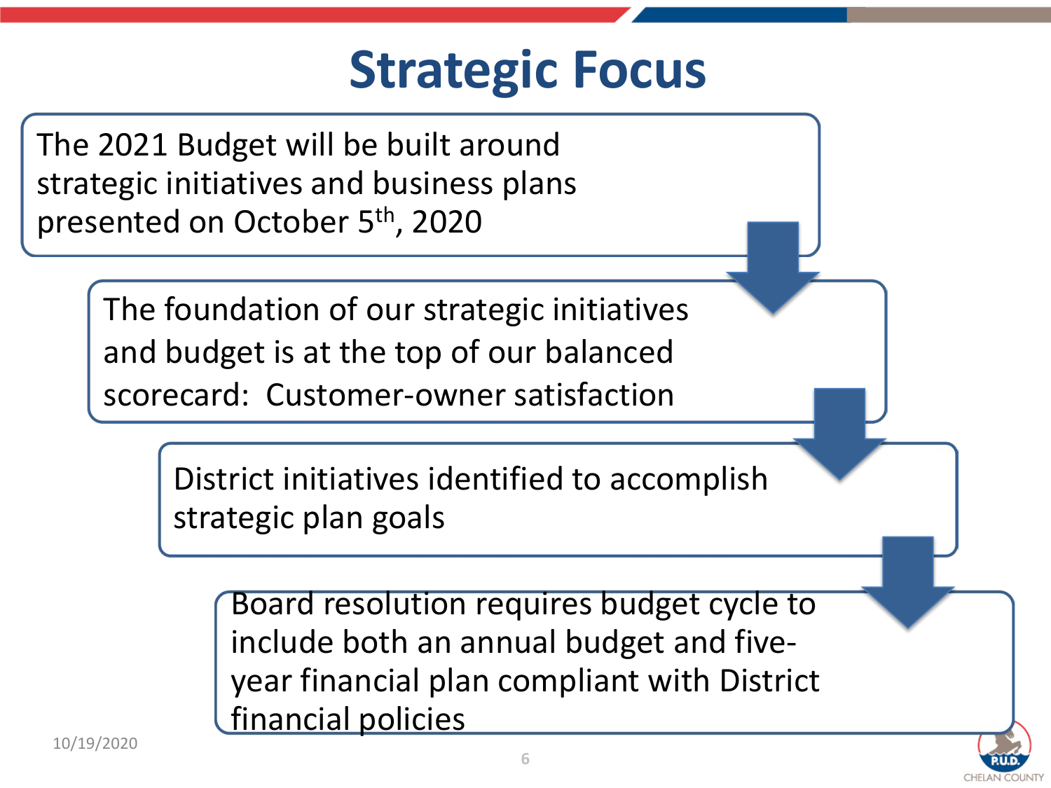# Strategic Focus

The 2021 Budget will be built around strategic initiatives and business plans presented on October 5th, 2020

The foundation of our strategic initiatives and budget is at the top of our balanced scorecard: Customer-owner satisfaction

District initiatives identified to accomplish strategic plan goals

Board resolution requires budget cycle to include both an annual budget and five-year financial plan compliant with District financial policies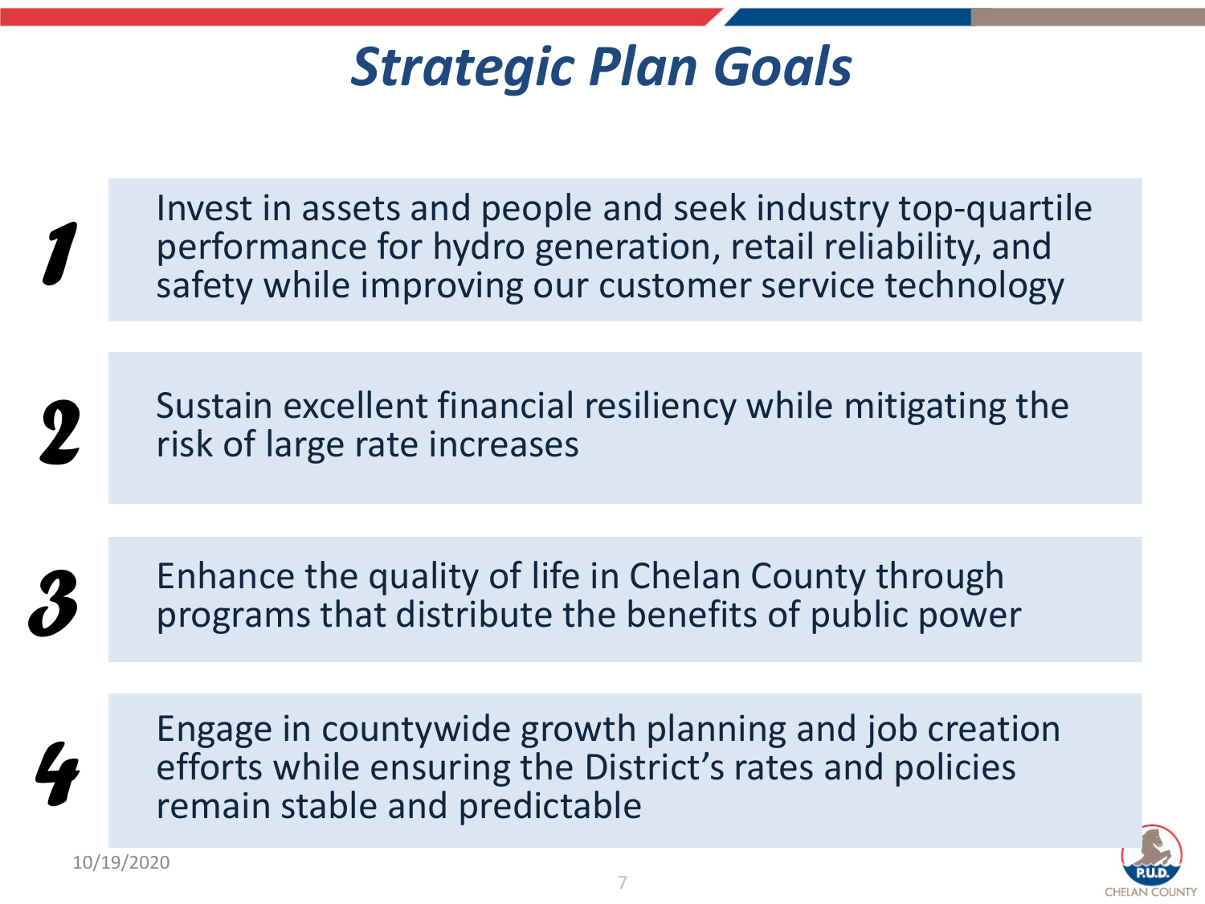# *Strategic Plan Goals*

1. Invest in assets and people and seek industry top-quartile performance for hydro generation, retail reliability, and safety while improving our customer service technology

2. Sustain excellent financial resiliency while mitigating the risk of large rate increases

3. Enhance the quality of life in Chelan County through programs that distribute the benefits of public power

4. Engage in countywide growth planning and job creation efforts while ensuring the District's rates and policies remain stable and predictable

10/19/2020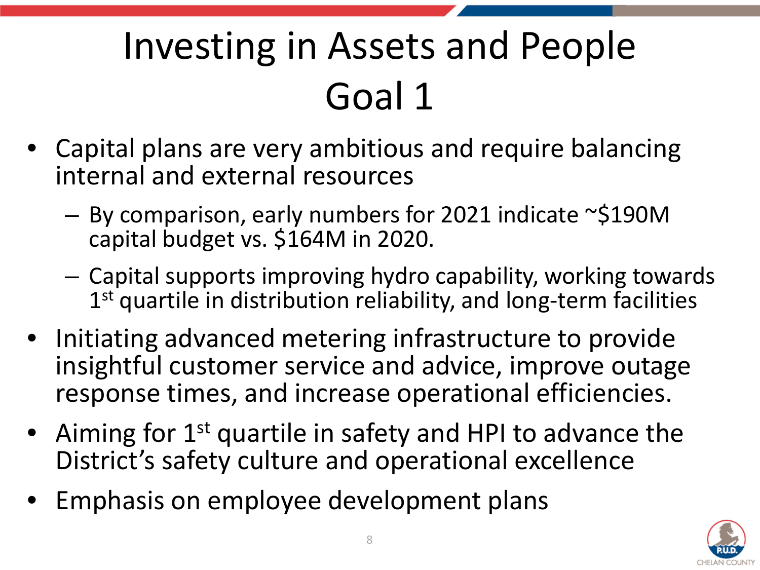# Investing in Assets and People Goal 1

- Capital plans are very ambitious and require balancing internal and external resources
  - By comparison, early numbers for 2021 indicate ~$190M capital budget vs. $164M in 2020.
  - Capital supports improving hydro capability, working towards 1st quartile in distribution reliability, and long-term facilities
- Initiating advanced metering infrastructure to provide insightful customer service and advice, improve outage response times, and increase operational efficiencies.
- Aiming for 1st quartile in safety and HPI to advance the District's safety culture and operational excellence
- Emphasis on employee development plans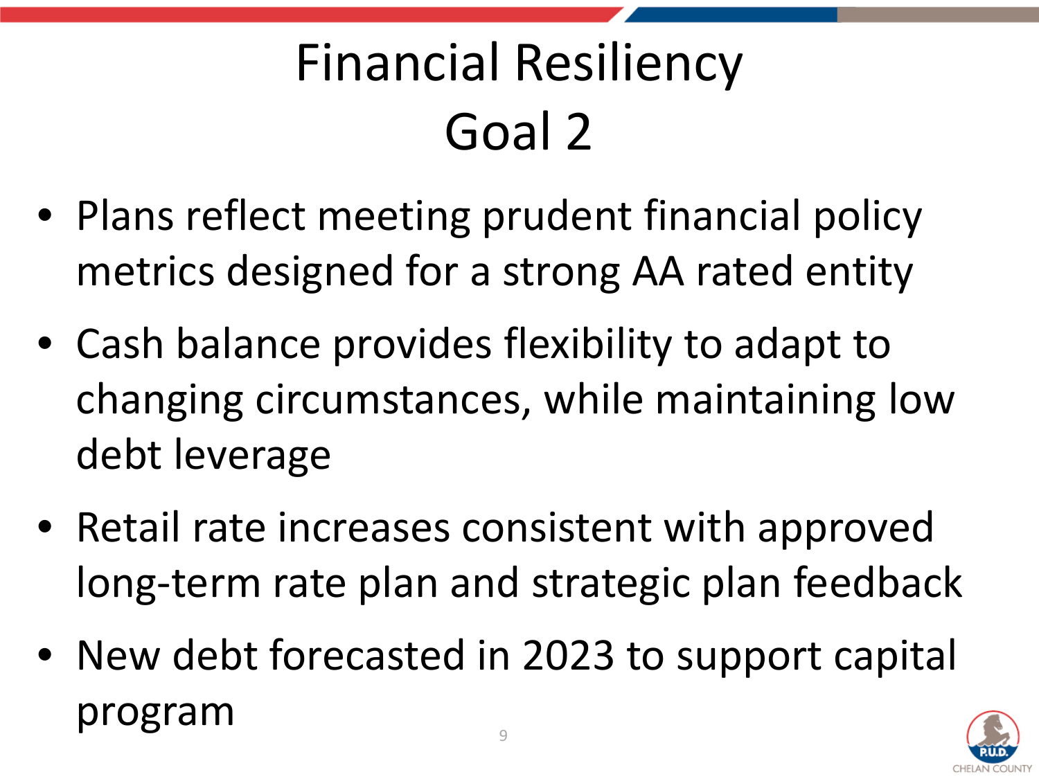# Financial Resiliency
# Goal 2

- Plans reflect meeting prudent financial policy metrics designed for a strong AA rated entity
- Cash balance provides flexibility to adapt to changing circumstances, while maintaining low debt leverage
- Retail rate increases consistent with approved long-term rate plan and strategic plan feedback
- New debt forecasted in 2023 to support capital program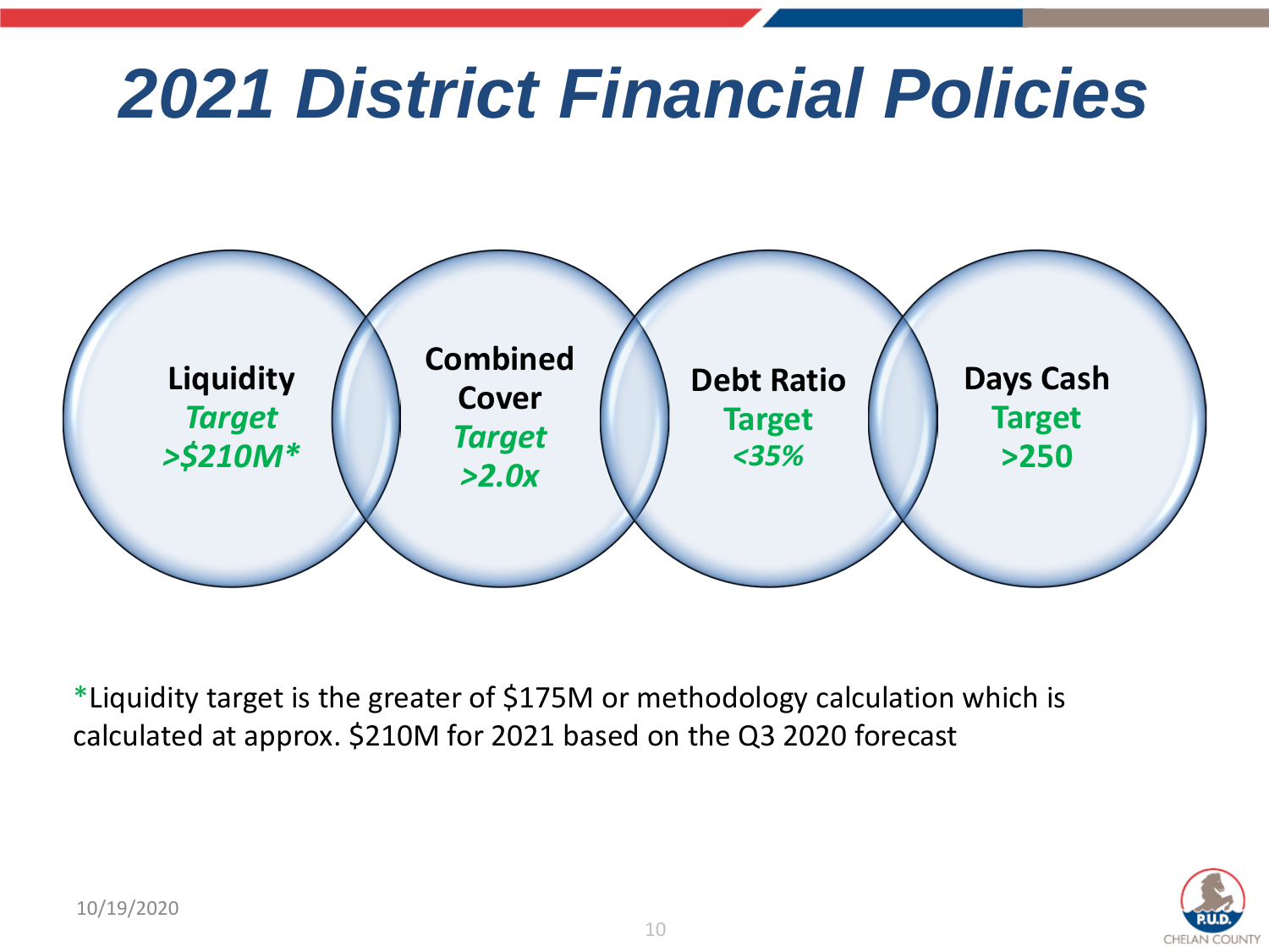# 2021 District Financial Policies

**Liquidity**
*Target*
*>$210M**

**Combined Cover**
*Target*
*>2.0x*

**Debt Ratio**
Target
*<35%*

**Days Cash**
Target
>250

*Liquidity target is the greater of $175M or methodology calculation which is calculated at approx. $210M for 2021 based on the Q3 2020 forecast

10/19/2020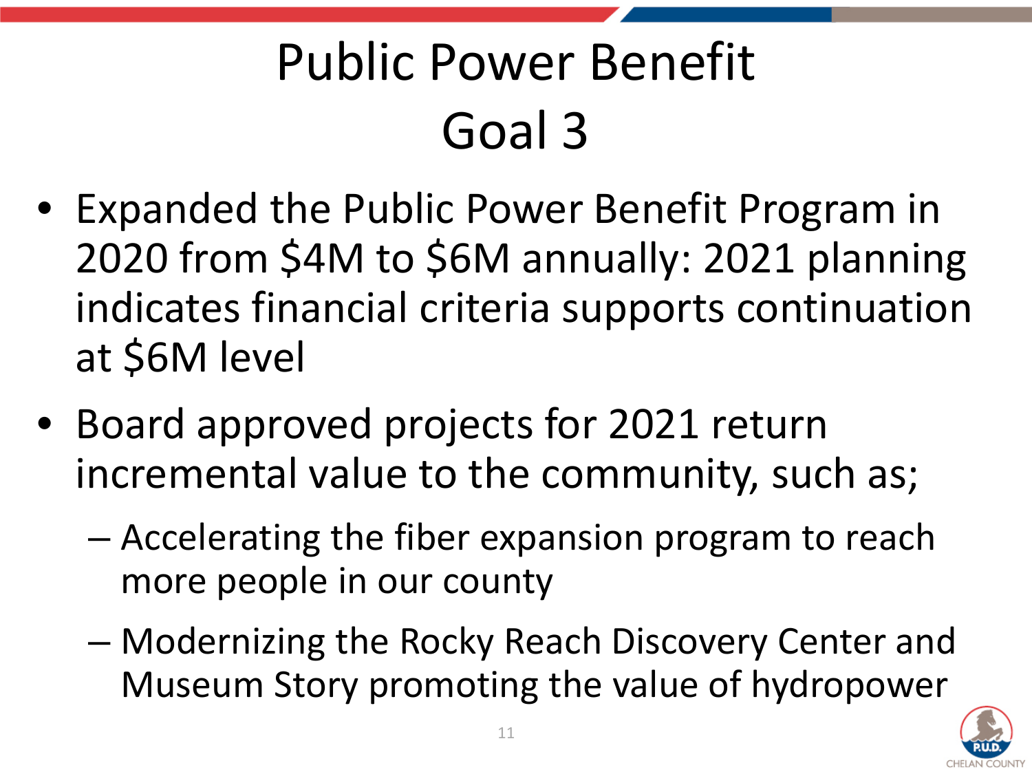# Public Power Benefit
# Goal 3

- Expanded the Public Power Benefit Program in 2020 from $4M to $6M annually: 2021 planning indicates financial criteria supports continuation at $6M level
- Board approved projects for 2021 return incremental value to the community, such as;
  - Accelerating the fiber expansion program to reach more people in our county
  - Modernizing the Rocky Reach Discovery Center and Museum Story promoting the value of hydropower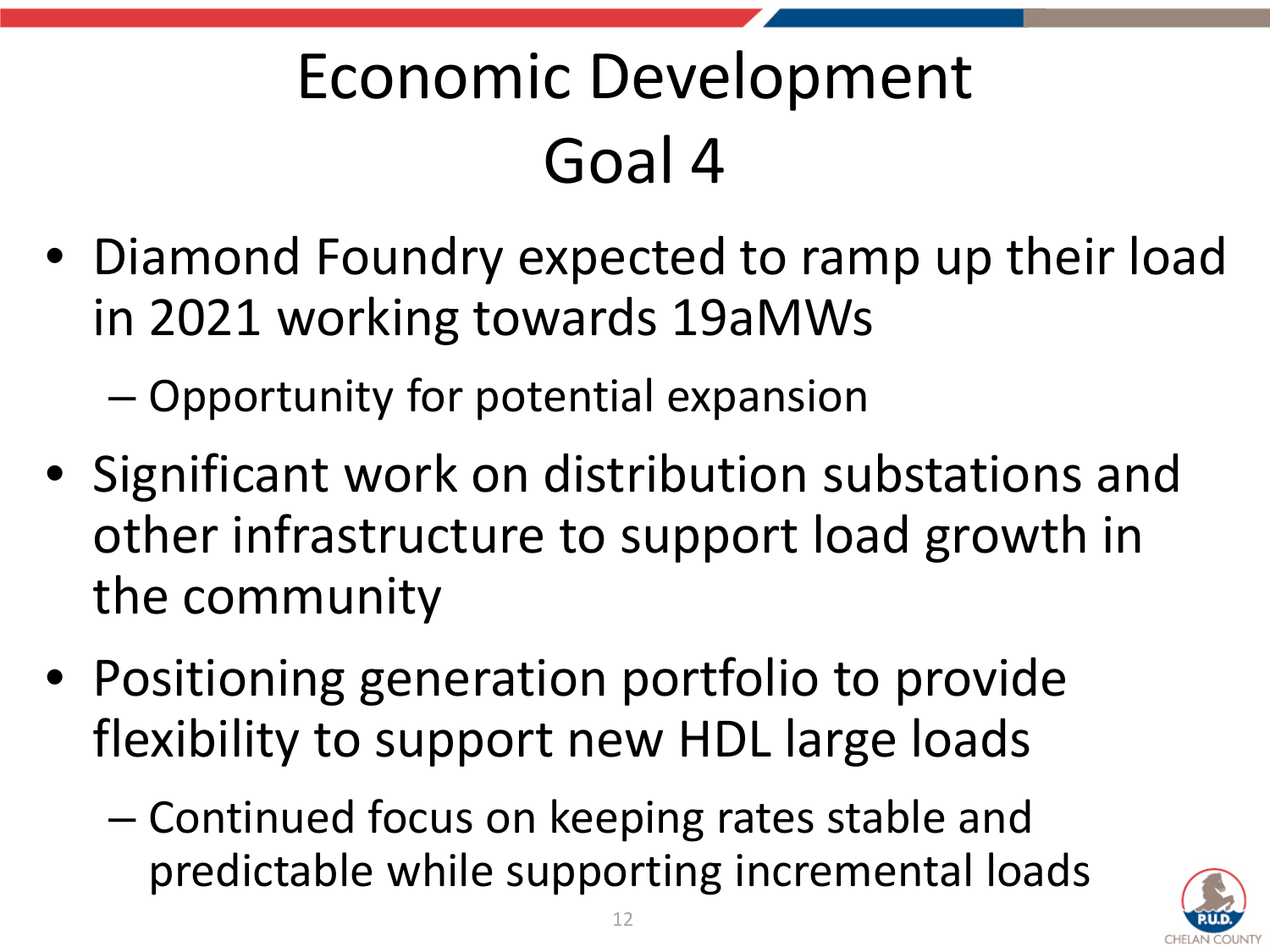# Economic Development
# Goal 4

- Diamond Foundry expected to ramp up their load in 2021 working towards 19aMWs
  - Opportunity for potential expansion
- Significant work on distribution substations and other infrastructure to support load growth in the community
- Positioning generation portfolio to provide flexibility to support new HDL large loads
  - Continued focus on keeping rates stable and predictable while supporting incremental loads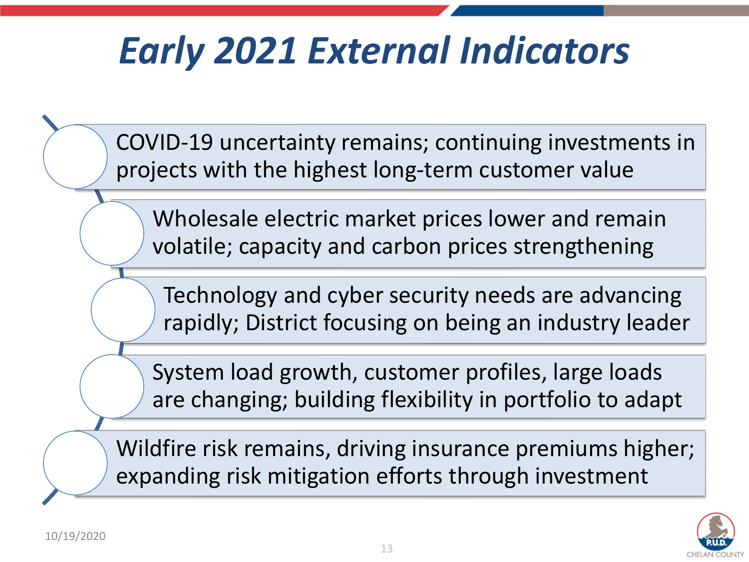# Early 2021 External Indicators

- COVID-19 uncertainty remains; continuing investments in projects with the highest long-term customer value
- Wholesale electric market prices lower and remain volatile; capacity and carbon prices strengthening
- Technology and cyber security needs are advancing rapidly; District focusing on being an industry leader
- System load growth, customer profiles, large loads are changing; building flexibility in portfolio to adapt
- Wildfire risk remains, driving insurance premiums higher; expanding risk mitigation efforts through investment

10/19/2020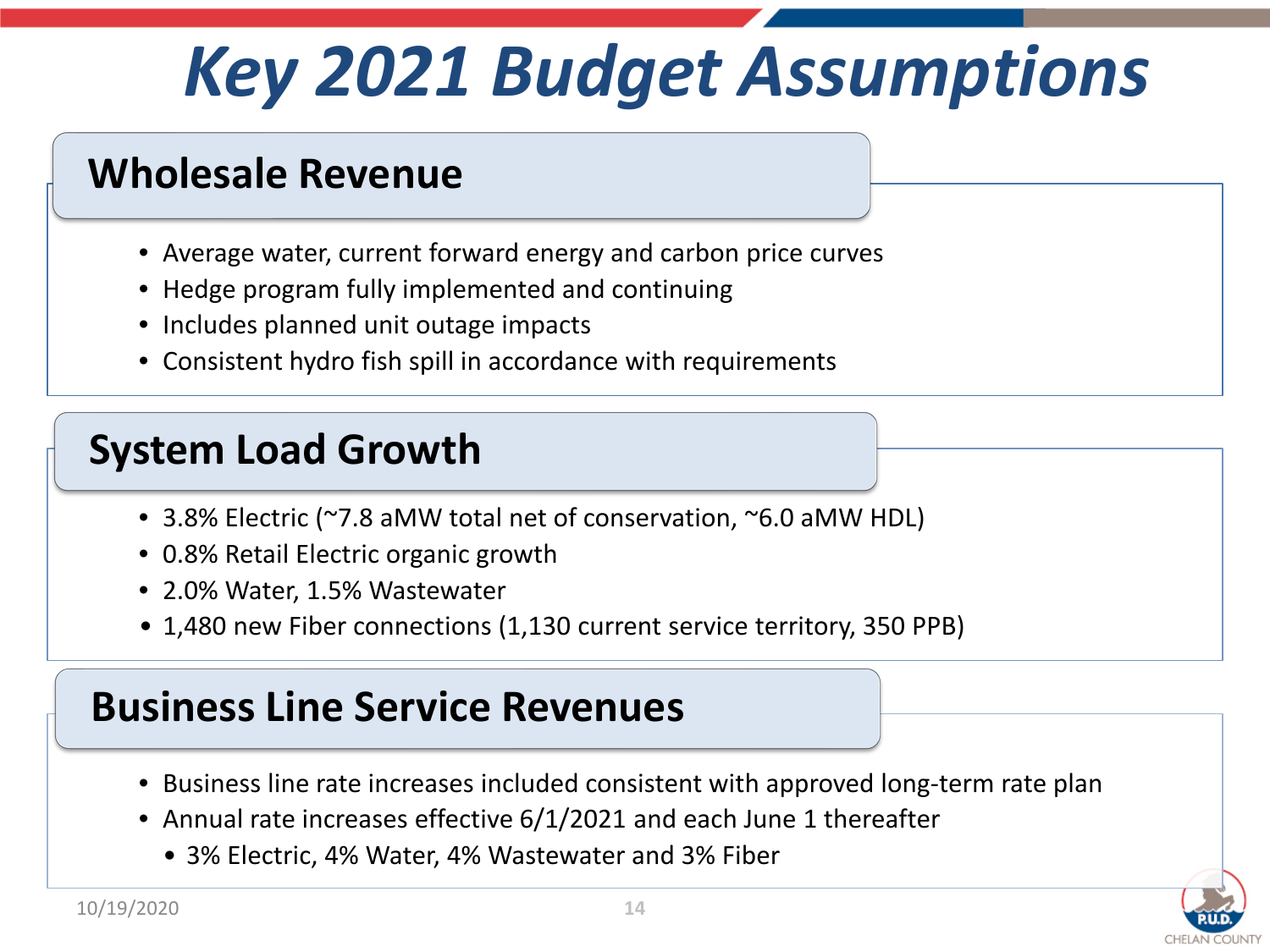# Key 2021 Budget Assumptions

## Wholesale Revenue

- Average water, current forward energy and carbon price curves
- Hedge program fully implemented and continuing
- Includes planned unit outage impacts
- Consistent hydro fish spill in accordance with requirements

## System Load Growth

- 3.8% Electric (~7.8 aMW total net of conservation, ~6.0 aMW HDL)
- 0.8% Retail Electric organic growth
- 2.0% Water, 1.5% Wastewater
- 1,480 new Fiber connections (1,130 current service territory, 350 PPB)

## Business Line Service Revenues

- Business line rate increases included consistent with approved long-term rate plan
- Annual rate increases effective 6/1/2021 and each June 1 thereafter
  - 3% Electric, 4% Water, 4% Wastewater and 3% Fiber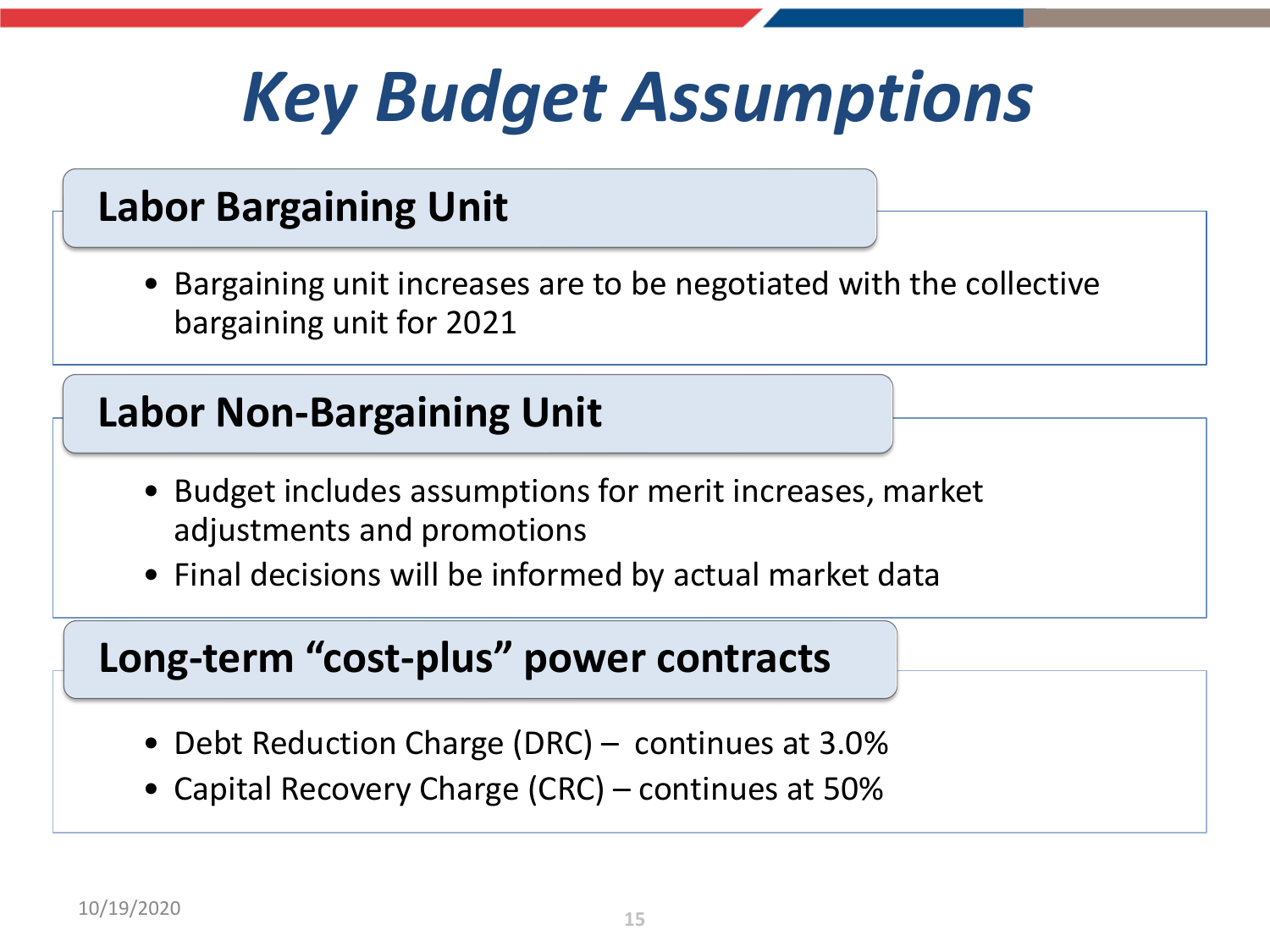# *Key Budget Assumptions*

## Labor Bargaining Unit

- Bargaining unit increases are to be negotiated with the collective bargaining unit for 2021

## Labor Non-Bargaining Unit

- Budget includes assumptions for merit increases, market adjustments and promotions
- Final decisions will be informed by actual market data

## Long-term “cost-plus” power contracts

- Debt Reduction Charge (DRC) – continues at 3.0%
- Capital Recovery Charge (CRC) – continues at 50%

10/19/2020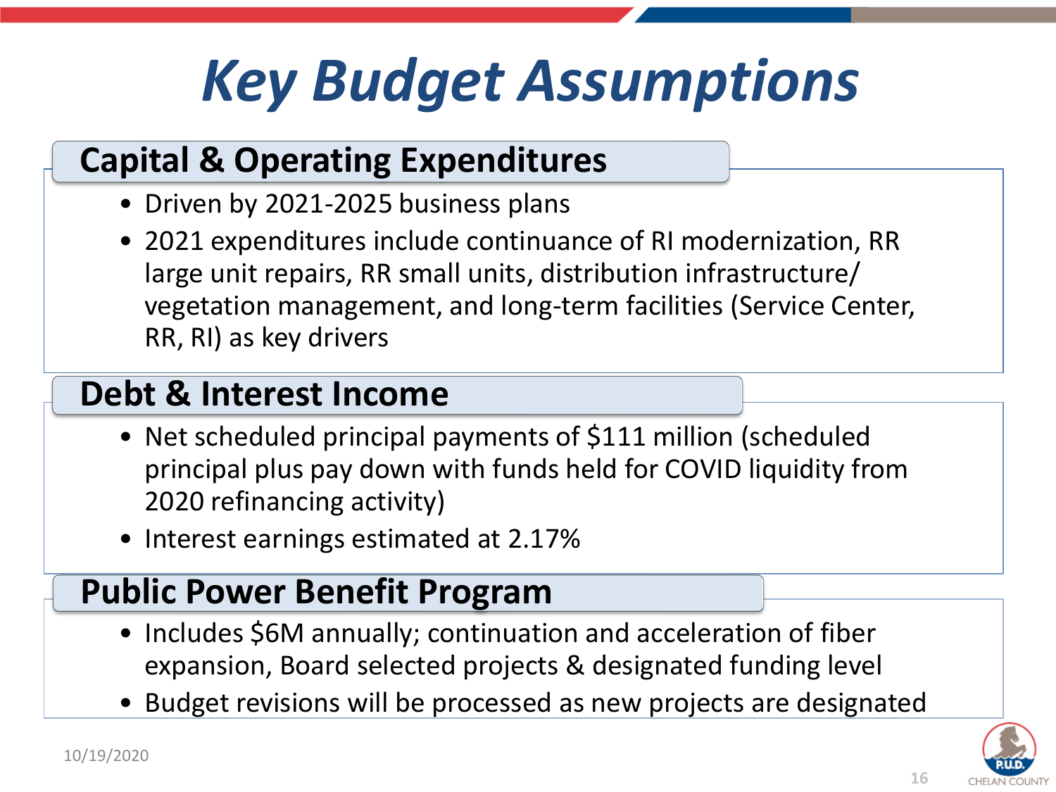# *Key Budget Assumptions*

## Capital & Operating Expenditures

- Driven by 2021-2025 business plans
- 2021 expenditures include continuance of RI modernization, RR large unit repairs, RR small units, distribution infrastructure/ vegetation management, and long-term facilities (Service Center, RR, RI) as key drivers

## Debt & Interest Income

- Net scheduled principal payments of $111 million (scheduled principal plus pay down with funds held for COVID liquidity from 2020 refinancing activity)
- Interest earnings estimated at 2.17%

## Public Power Benefit Program

- Includes $6M annually; continuation and acceleration of fiber expansion, Board selected projects & designated funding level
- Budget revisions will be processed as new projects are designated

10/19/2020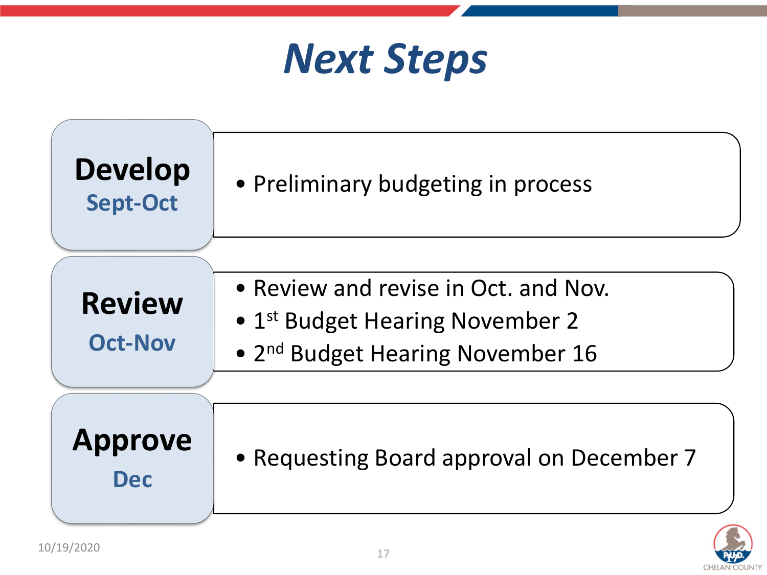# Next Steps

**Develop**
Sept-Oct

- Preliminary budgeting in process

**Review**
Oct-Nov

- Review and revise in Oct. and Nov.
- 1st Budget Hearing November 2
- 2nd Budget Hearing November 16

**Approve**
Dec

- Requesting Board approval on December 7

10/19/2020